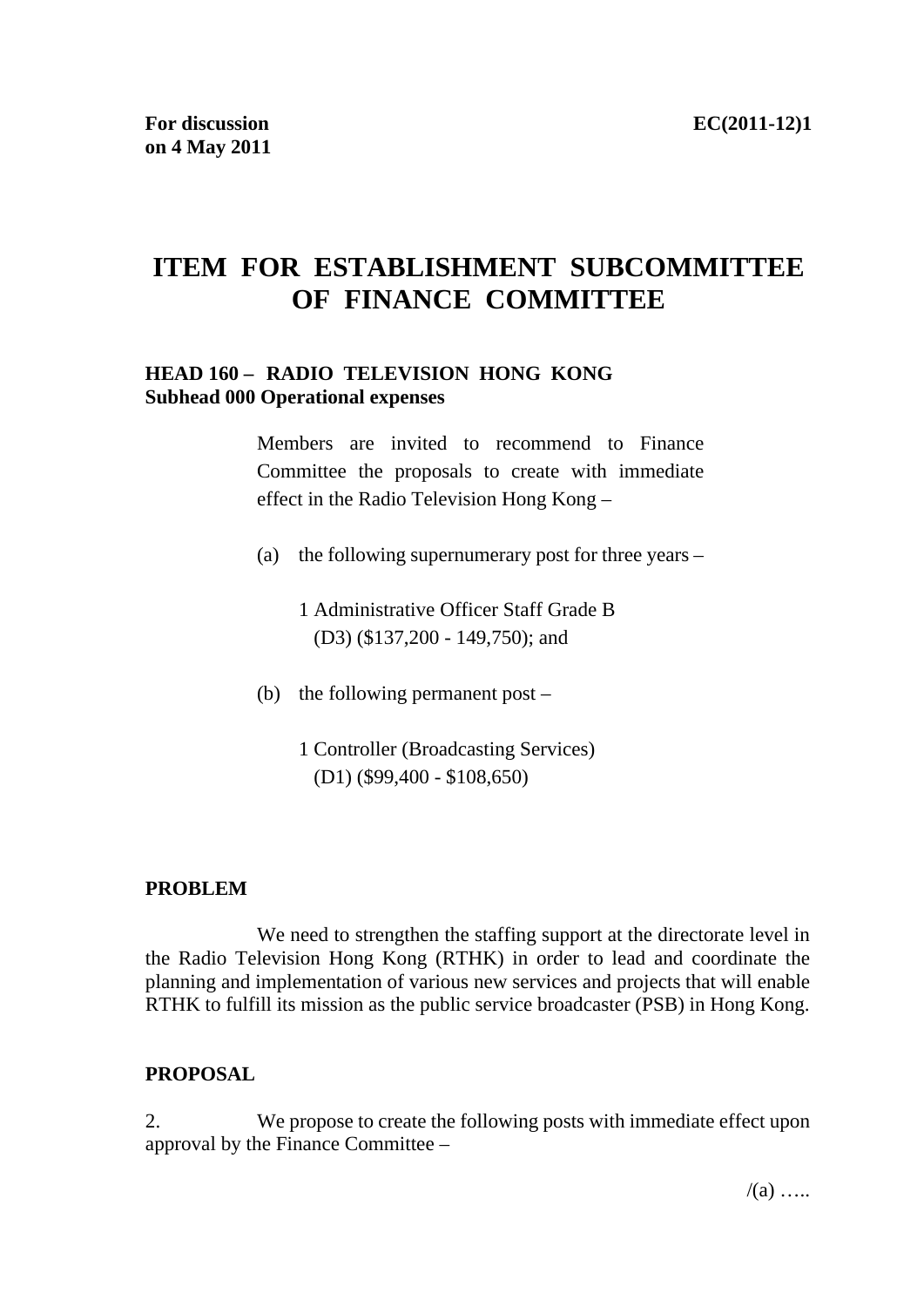**For discussion on 4 May 2011**

**EC(2011-12)1**

# ITEM FOR ESTABLISHMENT SUBCOMMITTEE OF FINANCE COMMITTEE

**HEAD 160 – RADIO TELEVISION HONG KONG**
**Subhead 000 Operational expenses**

Members are invited to recommend to Finance Committee the proposals to create with immediate effect in the Radio Television Hong Kong –

(a) the following supernumerary post for three years –

1 Administrative Officer Staff Grade B
(D3) ($137,200 - 149,750); and

(b) the following permanent post –

1 Controller (Broadcasting Services)
(D1) ($99,400 - $108,650)

**PROBLEM**

We need to strengthen the staffing support at the directorate level in the Radio Television Hong Kong (RTHK) in order to lead and coordinate the planning and implementation of various new services and projects that will enable RTHK to fulfill its mission as the public service broadcaster (PSB) in Hong Kong.

**PROPOSAL**

2. We propose to create the following posts with immediate effect upon approval by the Finance Committee –

/(a) …..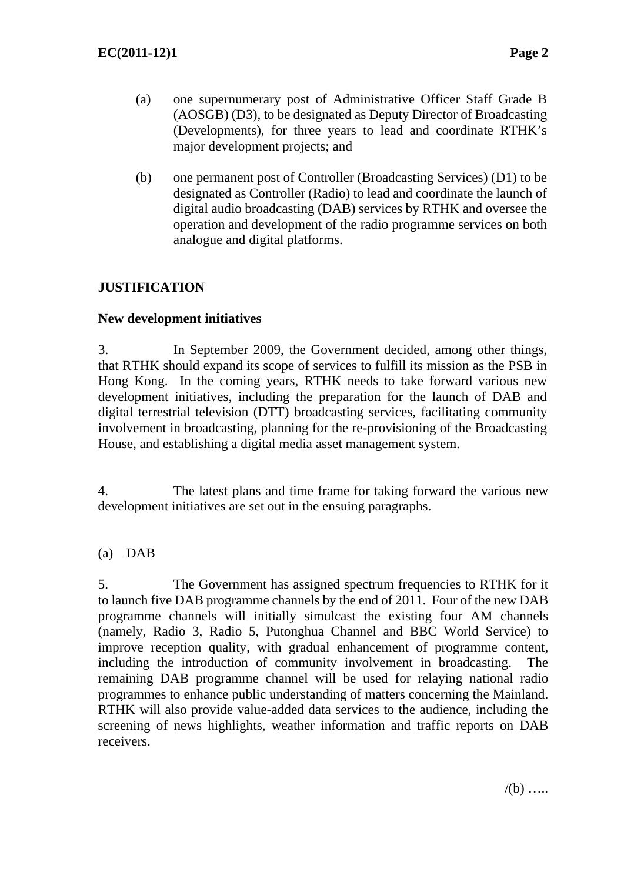(a) one supernumerary post of Administrative Officer Staff Grade B (AOSGB) (D3), to be designated as Deputy Director of Broadcasting (Developments), for three years to lead and coordinate RTHK's major development projects; and

(b) one permanent post of Controller (Broadcasting Services) (D1) to be designated as Controller (Radio) to lead and coordinate the launch of digital audio broadcasting (DAB) services by RTHK and oversee the operation and development of the radio programme services on both analogue and digital platforms.

## JUSTIFICATION

### New development initiatives

3. In September 2009, the Government decided, among other things, that RTHK should expand its scope of services to fulfill its mission as the PSB in Hong Kong. In the coming years, RTHK needs to take forward various new development initiatives, including the preparation for the launch of DAB and digital terrestrial television (DTT) broadcasting services, facilitating community involvement in broadcasting, planning for the re-provisioning of the Broadcasting House, and establishing a digital media asset management system.

4. The latest plans and time frame for taking forward the various new development initiatives are set out in the ensuing paragraphs.

(a) DAB

5. The Government has assigned spectrum frequencies to RTHK for it to launch five DAB programme channels by the end of 2011. Four of the new DAB programme channels will initially simulcast the existing four AM channels (namely, Radio 3, Radio 5, Putonghua Channel and BBC World Service) to improve reception quality, with gradual enhancement of programme content, including the introduction of community involvement in broadcasting. The remaining DAB programme channel will be used for relaying national radio programmes to enhance public understanding of matters concerning the Mainland. RTHK will also provide value-added data services to the audience, including the screening of news highlights, weather information and traffic reports on DAB receivers.

/(b) …..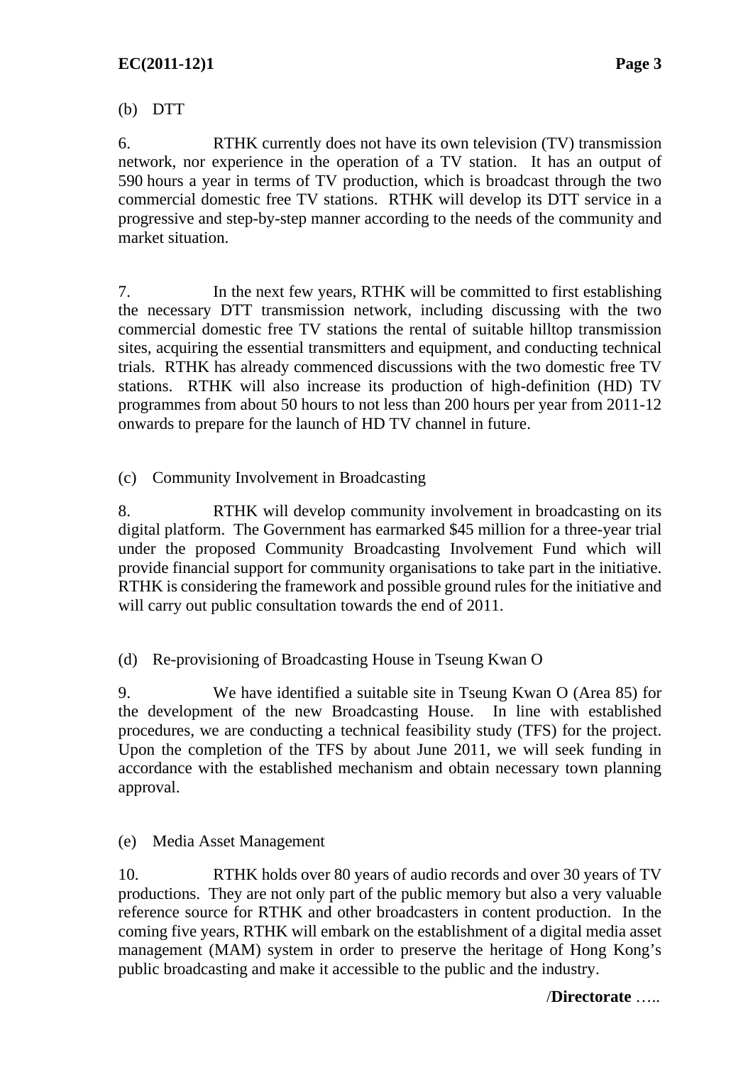(b) DTT

6. RTHK currently does not have its own television (TV) transmission network, nor experience in the operation of a TV station. It has an output of 590 hours a year in terms of TV production, which is broadcast through the two commercial domestic free TV stations. RTHK will develop its DTT service in a progressive and step-by-step manner according to the needs of the community and market situation.

7. In the next few years, RTHK will be committed to first establishing the necessary DTT transmission network, including discussing with the two commercial domestic free TV stations the rental of suitable hilltop transmission sites, acquiring the essential transmitters and equipment, and conducting technical trials. RTHK has already commenced discussions with the two domestic free TV stations. RTHK will also increase its production of high-definition (HD) TV programmes from about 50 hours to not less than 200 hours per year from 2011-12 onwards to prepare for the launch of HD TV channel in future.

(c) Community Involvement in Broadcasting

8. RTHK will develop community involvement in broadcasting on its digital platform. The Government has earmarked $45 million for a three-year trial under the proposed Community Broadcasting Involvement Fund which will provide financial support for community organisations to take part in the initiative. RTHK is considering the framework and possible ground rules for the initiative and will carry out public consultation towards the end of 2011.

(d) Re-provisioning of Broadcasting House in Tseung Kwan O

9. We have identified a suitable site in Tseung Kwan O (Area 85) for the development of the new Broadcasting House. In line with established procedures, we are conducting a technical feasibility study (TFS) for the project. Upon the completion of the TFS by about June 2011, we will seek funding in accordance with the established mechanism and obtain necessary town planning approval.

(e) Media Asset Management

10. RTHK holds over 80 years of audio records and over 30 years of TV productions. They are not only part of the public memory but also a very valuable reference source for RTHK and other broadcasters in content production. In the coming five years, RTHK will embark on the establishment of a digital media asset management (MAM) system in order to preserve the heritage of Hong Kong's public broadcasting and make it accessible to the public and the industry.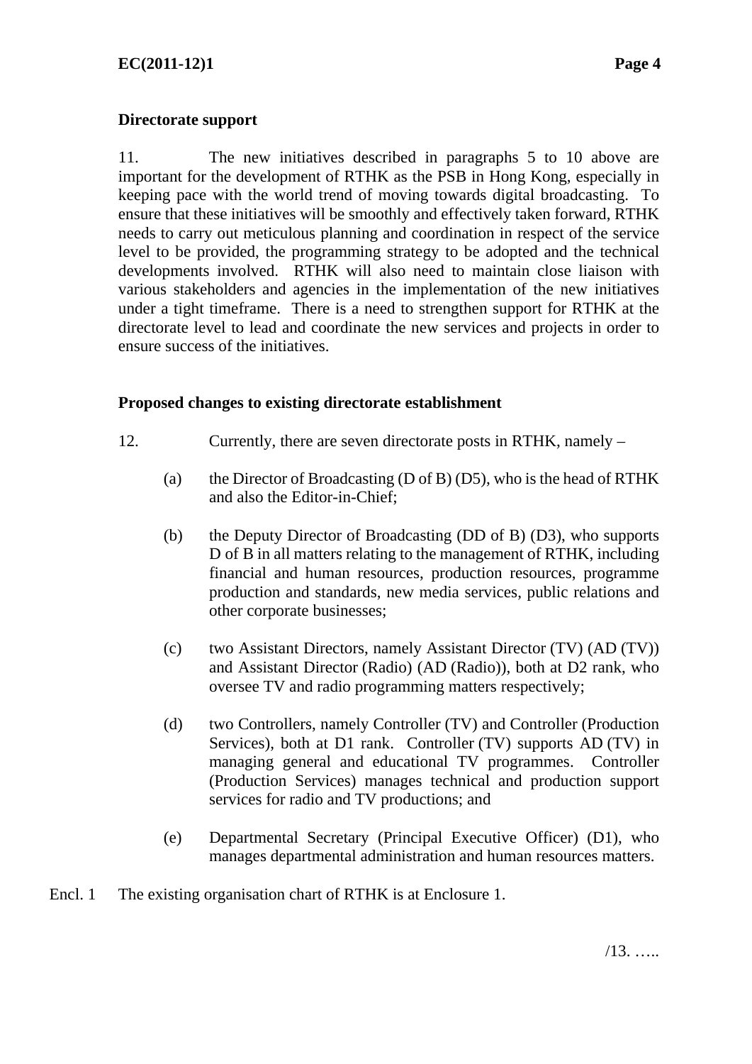**Directorate support**

11. The new initiatives described in paragraphs 5 to 10 above are important for the development of RTHK as the PSB in Hong Kong, especially in keeping pace with the world trend of moving towards digital broadcasting. To ensure that these initiatives will be smoothly and effectively taken forward, RTHK needs to carry out meticulous planning and coordination in respect of the service level to be provided, the programming strategy to be adopted and the technical developments involved. RTHK will also need to maintain close liaison with various stakeholders and agencies in the implementation of the new initiatives under a tight timeframe. There is a need to strengthen support for RTHK at the directorate level to lead and coordinate the new services and projects in order to ensure success of the initiatives.

**Proposed changes to existing directorate establishment**

12. Currently, there are seven directorate posts in RTHK, namely –

(a) the Director of Broadcasting (D of B) (D5), who is the head of RTHK and also the Editor-in-Chief;

(b) the Deputy Director of Broadcasting (DD of B) (D3), who supports D of B in all matters relating to the management of RTHK, including financial and human resources, production resources, programme production and standards, new media services, public relations and other corporate businesses;

(c) two Assistant Directors, namely Assistant Director (TV) (AD (TV)) and Assistant Director (Radio) (AD (Radio)), both at D2 rank, who oversee TV and radio programming matters respectively;

(d) two Controllers, namely Controller (TV) and Controller (Production Services), both at D1 rank. Controller (TV) supports AD (TV) in managing general and educational TV programmes. Controller (Production Services) manages technical and production support services for radio and TV productions; and

(e) Departmental Secretary (Principal Executive Officer) (D1), who manages departmental administration and human resources matters.

Encl. 1 The existing organisation chart of RTHK is at Enclosure 1.

/13. …..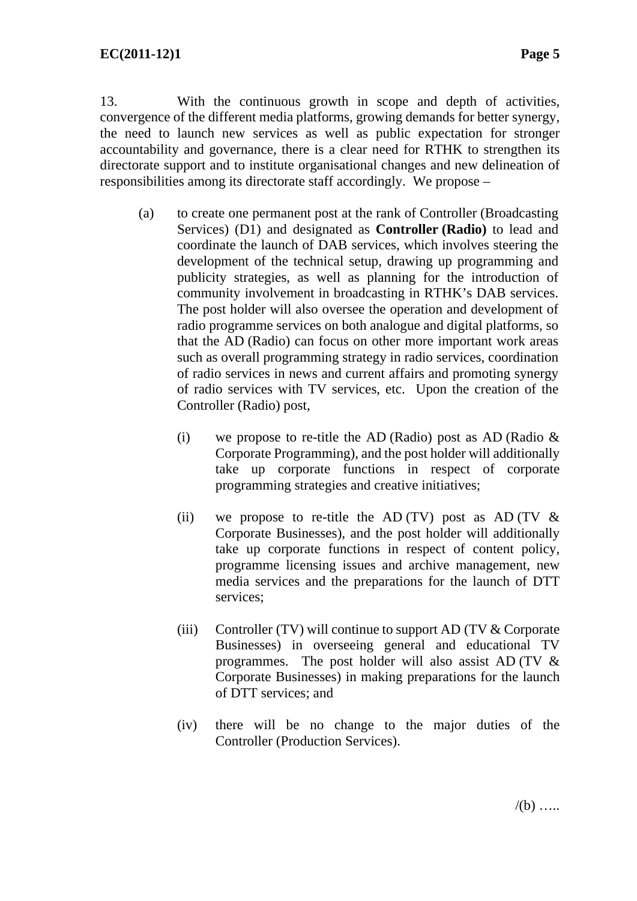13. With the continuous growth in scope and depth of activities, convergence of the different media platforms, growing demands for better synergy, the need to launch new services as well as public expectation for stronger accountability and governance, there is a clear need for RTHK to strengthen its directorate support and to institute organisational changes and new delineation of responsibilities among its directorate staff accordingly. We propose –

(a) to create one permanent post at the rank of Controller (Broadcasting Services) (D1) and designated as **Controller (Radio)** to lead and coordinate the launch of DAB services, which involves steering the development of the technical setup, drawing up programming and publicity strategies, as well as planning for the introduction of community involvement in broadcasting in RTHK's DAB services. The post holder will also oversee the operation and development of radio programme services on both analogue and digital platforms, so that the AD (Radio) can focus on other more important work areas such as overall programming strategy in radio services, coordination of radio services in news and current affairs and promoting synergy of radio services with TV services, etc. Upon the creation of the Controller (Radio) post,

   (i) we propose to re-title the AD (Radio) post as AD (Radio & Corporate Programming), and the post holder will additionally take up corporate functions in respect of corporate programming strategies and creative initiatives;

   (ii) we propose to re-title the AD (TV) post as AD (TV & Corporate Businesses), and the post holder will additionally take up corporate functions in respect of content policy, programme licensing issues and archive management, new media services and the preparations for the launch of DTT services;

   (iii) Controller (TV) will continue to support AD (TV & Corporate Businesses) in overseeing general and educational TV programmes. The post holder will also assist AD (TV & Corporate Businesses) in making preparations for the launch of DTT services; and

   (iv) there will be no change to the major duties of the Controller (Production Services).

/(b) …..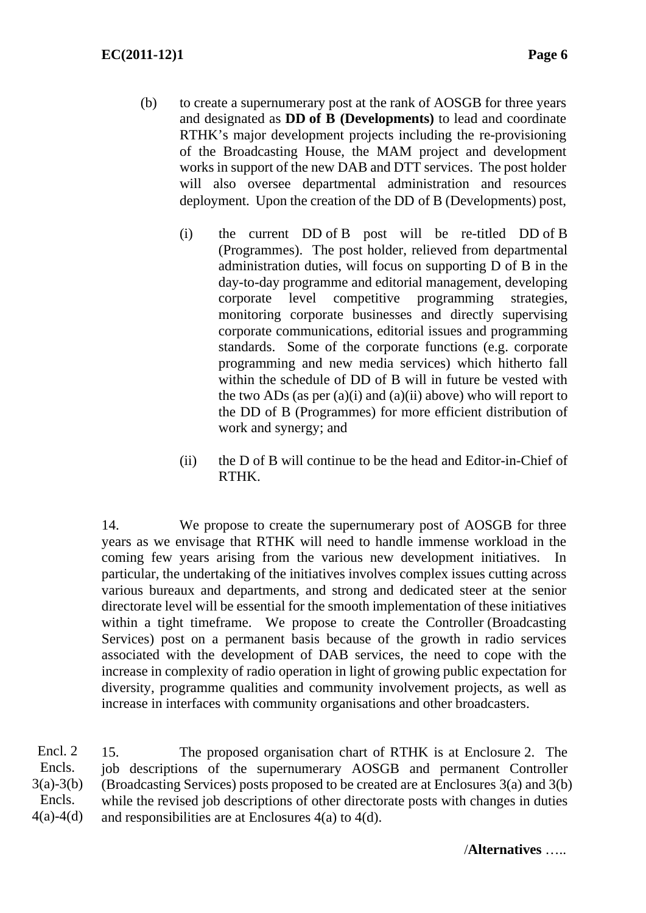(b) to create a supernumerary post at the rank of AOSGB for three years and designated as **DD of B (Developments)** to lead and coordinate RTHK's major development projects including the re-provisioning of the Broadcasting House, the MAM project and development works in support of the new DAB and DTT services. The post holder will also oversee departmental administration and resources deployment. Upon the creation of the DD of B (Developments) post,

   (i) the current DD of B post will be re-titled DD of B (Programmes). The post holder, relieved from departmental administration duties, will focus on supporting D of B in the day-to-day programme and editorial management, developing corporate level competitive programming strategies, monitoring corporate businesses and directly supervising corporate communications, editorial issues and programming standards. Some of the corporate functions (e.g. corporate programming and new media services) which hitherto fall within the schedule of DD of B will in future be vested with the two ADs (as per (a)(i) and (a)(ii) above) who will report to the DD of B (Programmes) for more efficient distribution of work and synergy; and

   (ii) the D of B will continue to be the head and Editor-in-Chief of RTHK.

14. We propose to create the supernumerary post of AOSGB for three years as we envisage that RTHK will need to handle immense workload in the coming few years arising from the various new development initiatives. In particular, the undertaking of the initiatives involves complex issues cutting across various bureaux and departments, and strong and dedicated steer at the senior directorate level will be essential for the smooth implementation of these initiatives within a tight timeframe. We propose to create the Controller (Broadcasting Services) post on a permanent basis because of the growth in radio services associated with the development of DAB services, the need to cope with the increase in complexity of radio operation in light of growing public expectation for diversity, programme qualities and community involvement projects, as well as increase in interfaces with community organisations and other broadcasters.

Encl. 2
Encls. 3(a)-3(b)
Encls. 4(a)-4(d)

15. The proposed organisation chart of RTHK is at Enclosure 2. The job descriptions of the supernumerary AOSGB and permanent Controller (Broadcasting Services) posts proposed to be created are at Enclosures 3(a) and 3(b) while the revised job descriptions of other directorate posts with changes in duties and responsibilities are at Enclosures 4(a) to 4(d).

/**Alternatives** …..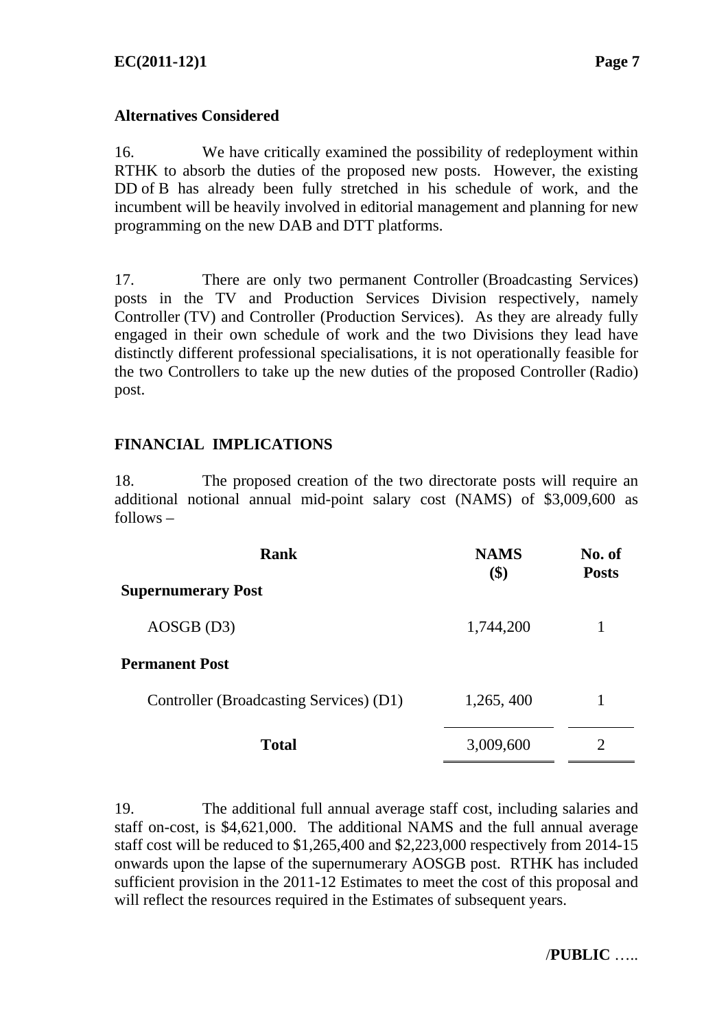**Alternatives Considered**

16. We have critically examined the possibility of redeployment within RTHK to absorb the duties of the proposed new posts. However, the existing DD of B has already been fully stretched in his schedule of work, and the incumbent will be heavily involved in editorial management and planning for new programming on the new DAB and DTT platforms.

17. There are only two permanent Controller (Broadcasting Services) posts in the TV and Production Services Division respectively, namely Controller (TV) and Controller (Production Services). As they are already fully engaged in their own schedule of work and the two Divisions they lead have distinctly different professional specialisations, it is not operationally feasible for the two Controllers to take up the new duties of the proposed Controller (Radio) post.

**FINANCIAL IMPLICATIONS**

18. The proposed creation of the two directorate posts will require an additional notional annual mid-point salary cost (NAMS) of $3,009,600 as follows –

| Rank | NAMS ($) | No. of Posts |
|---|---|---|
| **Supernumerary Post** | | |
| AOSGB (D3) | 1,744,200 | 1 |
| **Permanent Post** | | |
| Controller (Broadcasting Services) (D1) | 1,265, 400 | 1 |
| **Total** | 3,009,600 | 2 |

19. The additional full annual average staff cost, including salaries and staff on-cost, is $4,621,000. The additional NAMS and the full annual average staff cost will be reduced to $1,265,400 and $2,223,000 respectively from 2014-15 onwards upon the lapse of the supernumerary AOSGB post. RTHK has included sufficient provision in the 2011-12 Estimates to meet the cost of this proposal and will reflect the resources required in the Estimates of subsequent years.

/**PUBLIC** …..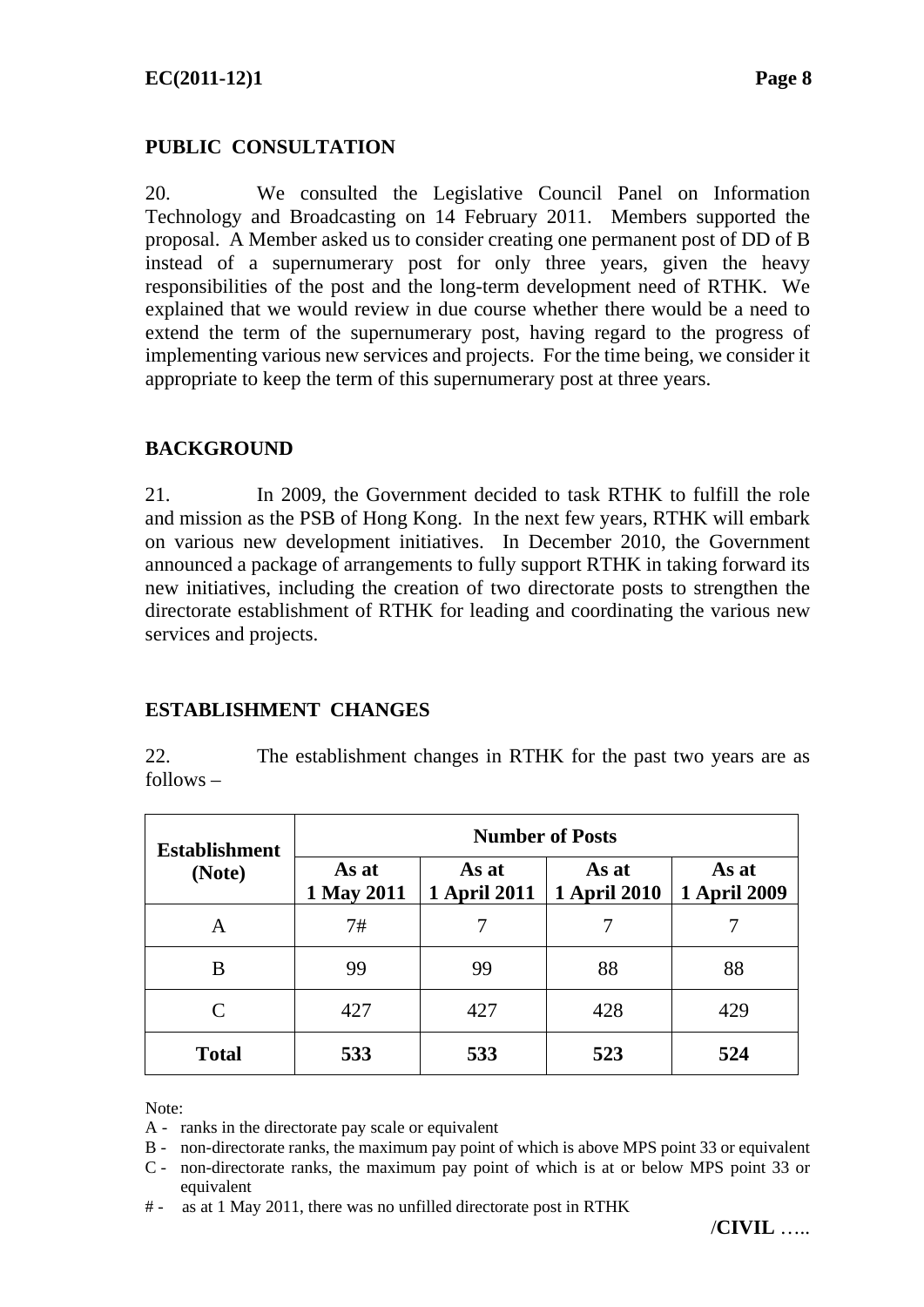## PUBLIC CONSULTATION

20. We consulted the Legislative Council Panel on Information Technology and Broadcasting on 14 February 2011. Members supported the proposal. A Member asked us to consider creating one permanent post of DD of B instead of a supernumerary post for only three years, given the heavy responsibilities of the post and the long-term development need of RTHK. We explained that we would review in due course whether there would be a need to extend the term of the supernumerary post, having regard to the progress of implementing various new services and projects. For the time being, we consider it appropriate to keep the term of this supernumerary post at three years.

## BACKGROUND

21. In 2009, the Government decided to task RTHK to fulfill the role and mission as the PSB of Hong Kong. In the next few years, RTHK will embark on various new development initiatives. In December 2010, the Government announced a package of arrangements to fully support RTHK in taking forward its new initiatives, including the creation of two directorate posts to strengthen the directorate establishment of RTHK for leading and coordinating the various new services and projects.

## ESTABLISHMENT CHANGES

22. The establishment changes in RTHK for the past two years are as follows –

| Establishment (Note) | Number of Posts | | | |
|---|---|---|---|---|
| | As at 1 May 2011 | As at 1 April 2011 | As at 1 April 2010 | As at 1 April 2009 |
| A | 7# | 7 | 7 | 7 |
| B | 99 | 99 | 88 | 88 |
| C | 427 | 427 | 428 | 429 |
| **Total** | **533** | **533** | **523** | **524** |

Note:

A - ranks in the directorate pay scale or equivalent

B - non-directorate ranks, the maximum pay point of which is above MPS point 33 or equivalent

C - non-directorate ranks, the maximum pay point of which is at or below MPS point 33 or equivalent

# - as at 1 May 2011, there was no unfilled directorate post in RTHK

/**CIVIL** …..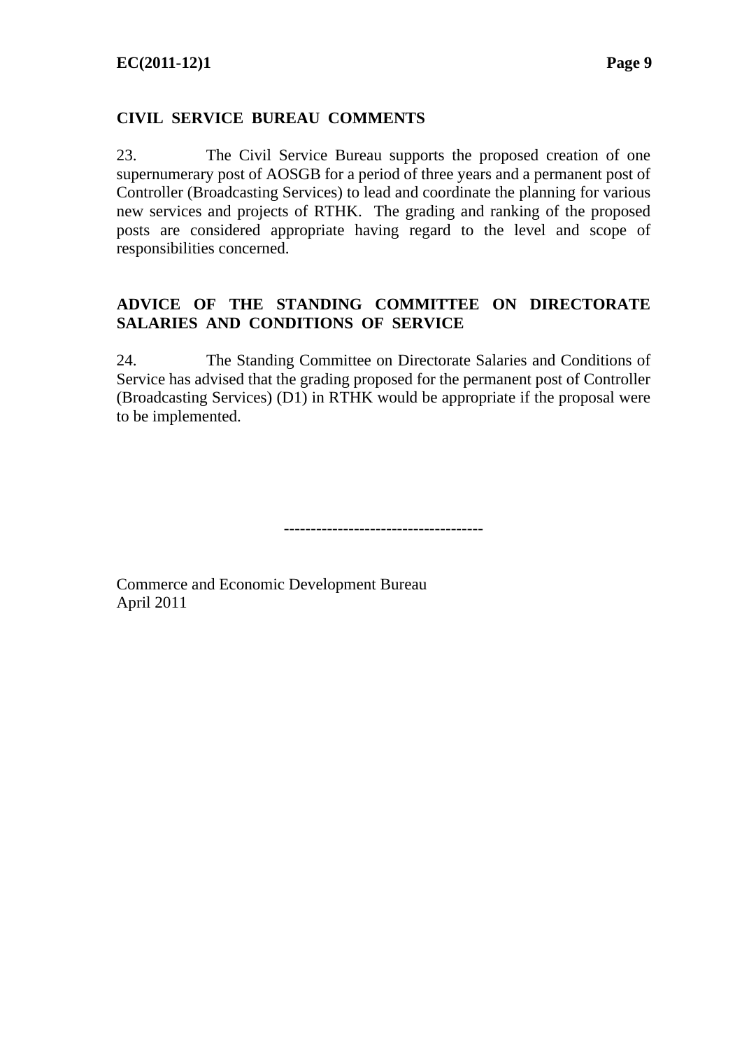## CIVIL SERVICE BUREAU COMMENTS

23. The Civil Service Bureau supports the proposed creation of one supernumerary post of AOSGB for a period of three years and a permanent post of Controller (Broadcasting Services) to lead and coordinate the planning for various new services and projects of RTHK. The grading and ranking of the proposed posts are considered appropriate having regard to the level and scope of responsibilities concerned.

## ADVICE OF THE STANDING COMMITTEE ON DIRECTORATE SALARIES AND CONDITIONS OF SERVICE

24. The Standing Committee on Directorate Salaries and Conditions of Service has advised that the grading proposed for the permanent post of Controller (Broadcasting Services) (D1) in RTHK would be appropriate if the proposal were to be implemented.

------------------------------------

Commerce and Economic Development Bureau
April 2011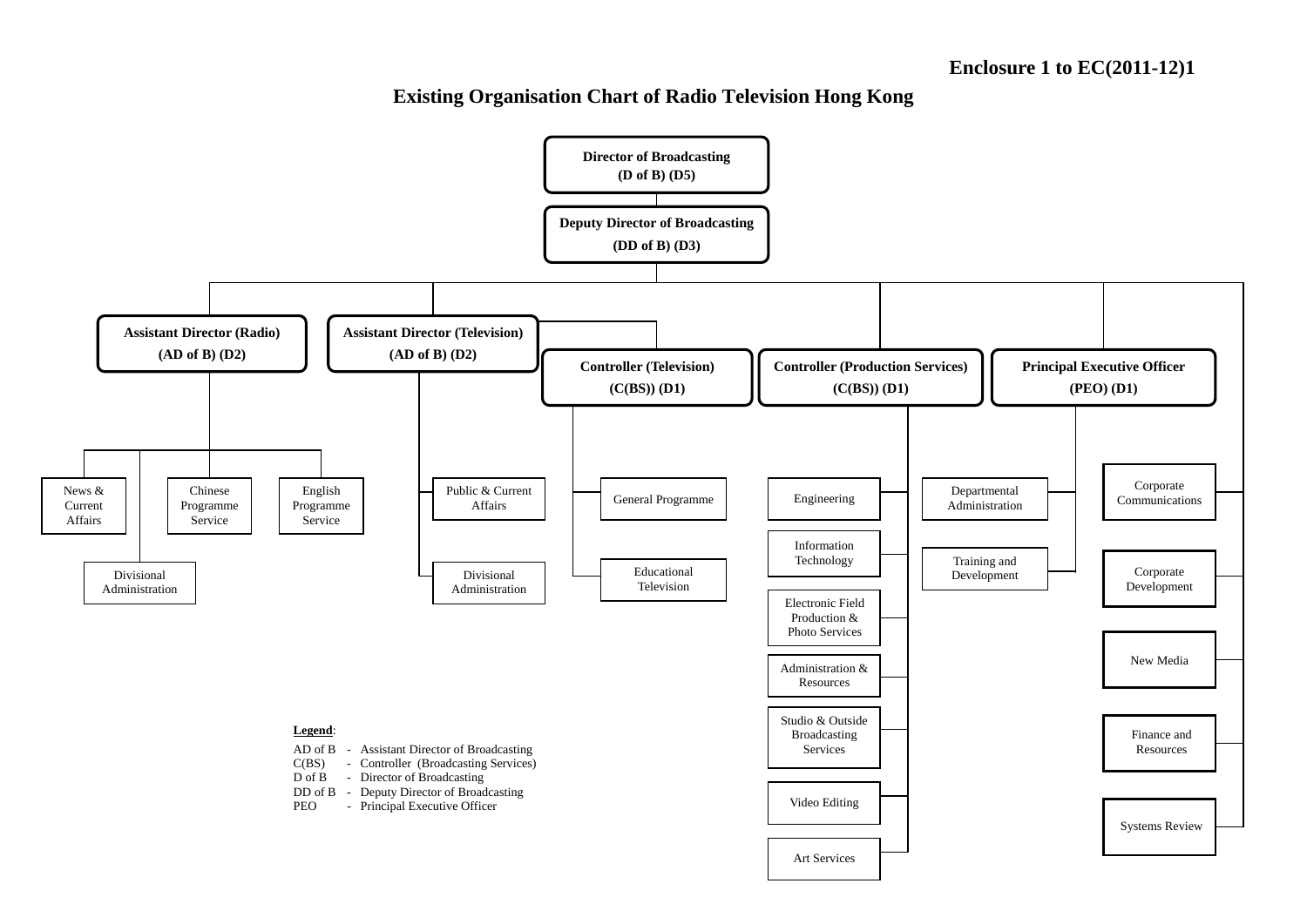**Enclosure 1 to EC(2011-12)1**

# Existing Organisation Chart of Radio Television Hong Kong

- **Director of Broadcasting (D of B) (D5)**
  - **Deputy Director of Broadcasting (DD of B) (D3)**
    - **Assistant Director (Radio) (AD of B) (D2)**
      - News & Current Affairs
      - Chinese Programme Service
      - English Programme Service
      - Divisional Administration
    - **Assistant Director (Television) (AD of B) (D2)**
      - Public & Current Affairs
      - Divisional Administration
      - **Controller (Television) (C(BS)) (D1)**
        - General Programme
        - Educational Television
    - **Controller (Production Services) (C(BS)) (D1)**
      - Engineering
      - Information Technology
      - Electronic Field Production & Photo Services
      - Administration & Resources
      - Studio & Outside Broadcasting Services
      - Video Editing
      - Art Services
    - **Principal Executive Officer (PEO) (D1)**
      - Departmental Administration
      - Training and Development
    - Corporate Communications
    - Corporate Development
    - New Media
    - Finance and Resources
    - Systems Review

**Legend**:

AD of B - Assistant Director of Broadcasting
C(BS) - Controller (Broadcasting Services)
D of B - Director of Broadcasting
DD of B - Deputy Director of Broadcasting
PEO - Principal Executive Officer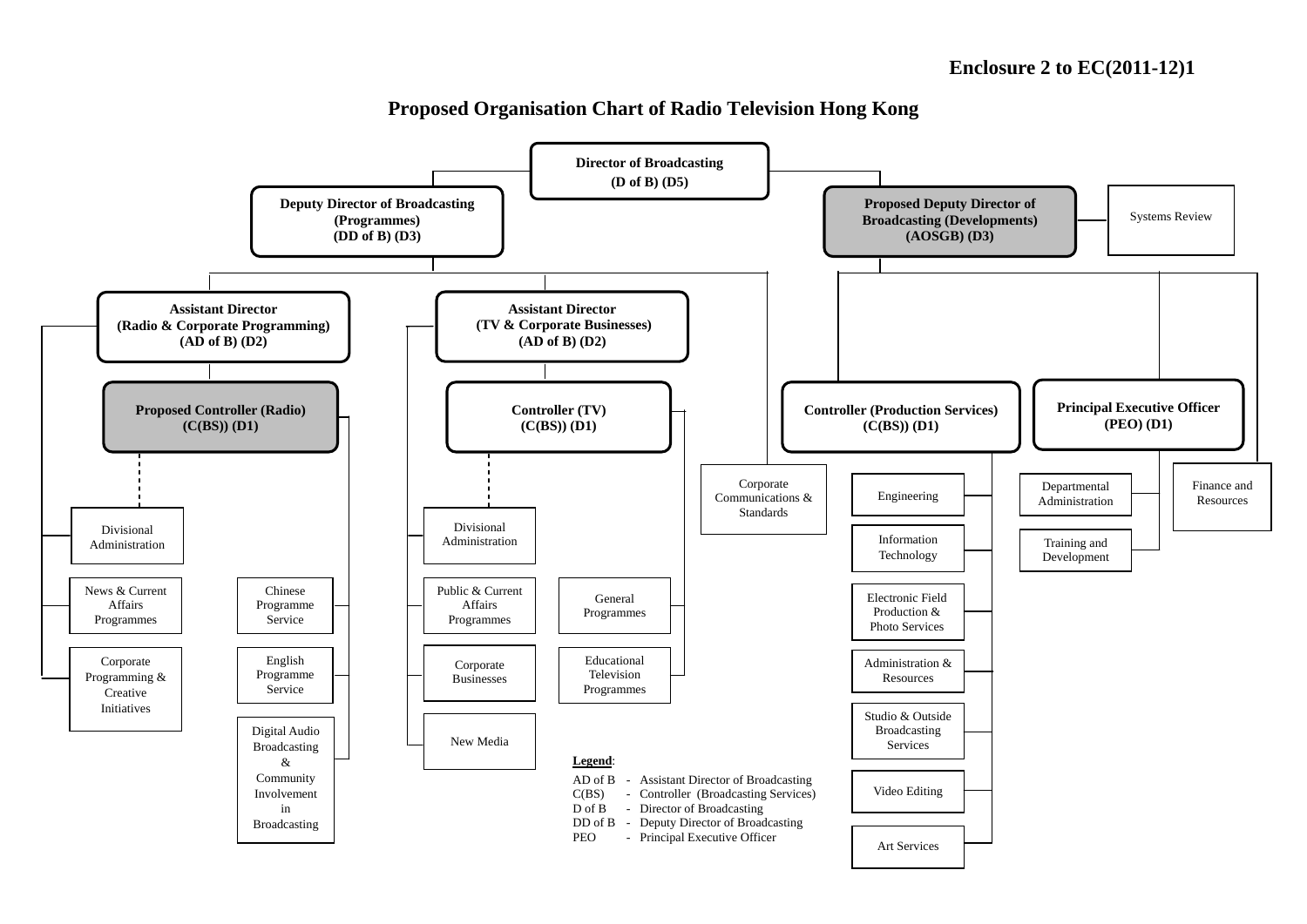**Enclosure 2 to EC(2011-12)1**

# Proposed Organisation Chart of Radio Television Hong Kong

- **Director of Broadcasting (D of B) (D5)**
  - **Deputy Director of Broadcasting (Programmes) (DD of B) (D3)**
    - **Assistant Director (Radio & Corporate Programming) (AD of B) (D2)**
      - Divisional Administration
      - News & Current Affairs Programmes
      - Corporate Programming & Creative Initiatives
      - **Proposed Controller (Radio) (C(BS)) (D1)**
        - Chinese Programme Service
        - English Programme Service
        - Digital Audio Broadcasting & Community Involvement in Broadcasting
    - **Assistant Director (TV & Corporate Businesses) (AD of B) (D2)**
      - Divisional Administration
      - Public & Current Affairs Programmes
      - Corporate Businesses
      - New Media
      - **Controller (TV) (C(BS)) (D1)**
        - General Programmes
        - Educational Television Programmes
    - Corporate Communications & Standards
  - **Proposed Deputy Director of Broadcasting (Developments) (AOSGB) (D3)**
    - Systems Review
    - **Controller (Production Services) (C(BS)) (D1)**
      - Engineering
      - Information Technology
      - Electronic Field Production & Photo Services
      - Administration & Resources
      - Studio & Outside Broadcasting Services
      - Video Editing
      - Art Services
    - **Principal Executive Officer (PEO) (D1)**
      - Departmental Administration
      - Training and Development
    - Finance and Resources

**Legend**:

| | | |
|---|---|---|
| AD of B | - | Assistant Director of Broadcasting |
| C(BS) | - | Controller (Broadcasting Services) |
| D of B | - | Director of Broadcasting |
| DD of B | - | Deputy Director of Broadcasting |
| PEO | - | Principal Executive Officer |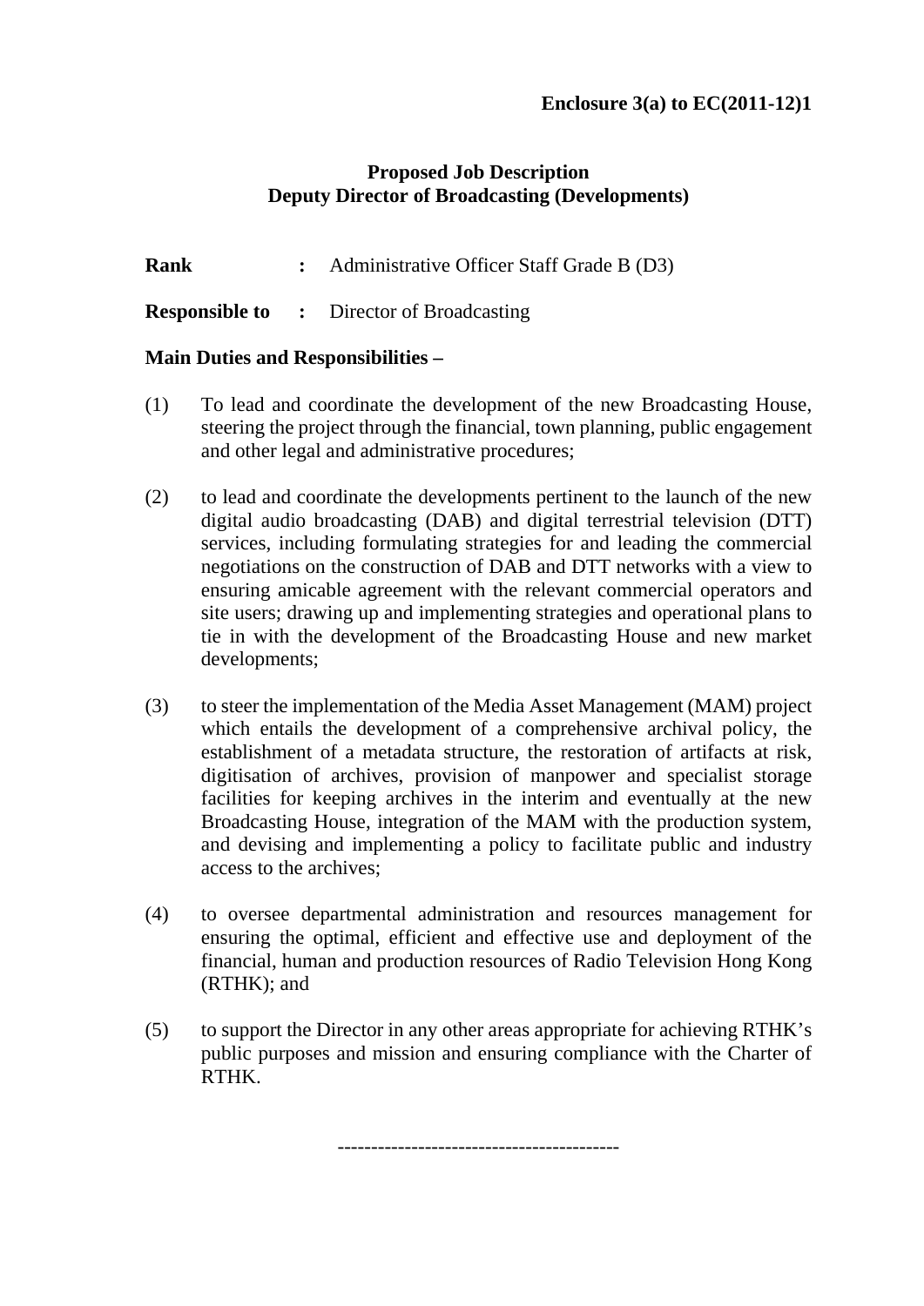**Enclosure 3(a) to EC(2011-12)1**

**Proposed Job Description**
**Deputy Director of Broadcasting (Developments)**

**Rank** : Administrative Officer Staff Grade B (D3)

**Responsible to** : Director of Broadcasting

**Main Duties and Responsibilities –**

(1) To lead and coordinate the development of the new Broadcasting House, steering the project through the financial, town planning, public engagement and other legal and administrative procedures;

(2) to lead and coordinate the developments pertinent to the launch of the new digital audio broadcasting (DAB) and digital terrestrial television (DTT) services, including formulating strategies for and leading the commercial negotiations on the construction of DAB and DTT networks with a view to ensuring amicable agreement with the relevant commercial operators and site users; drawing up and implementing strategies and operational plans to tie in with the development of the Broadcasting House and new market developments;

(3) to steer the implementation of the Media Asset Management (MAM) project which entails the development of a comprehensive archival policy, the establishment of a metadata structure, the restoration of artifacts at risk, digitisation of archives, provision of manpower and specialist storage facilities for keeping archives in the interim and eventually at the new Broadcasting House, integration of the MAM with the production system, and devising and implementing a policy to facilitate public and industry access to the archives;

(4) to oversee departmental administration and resources management for ensuring the optimal, efficient and effective use and deployment of the financial, human and production resources of Radio Television Hong Kong (RTHK); and

(5) to support the Director in any other areas appropriate for achieving RTHK's public purposes and mission and ensuring compliance with the Charter of RTHK.

------------------------------------------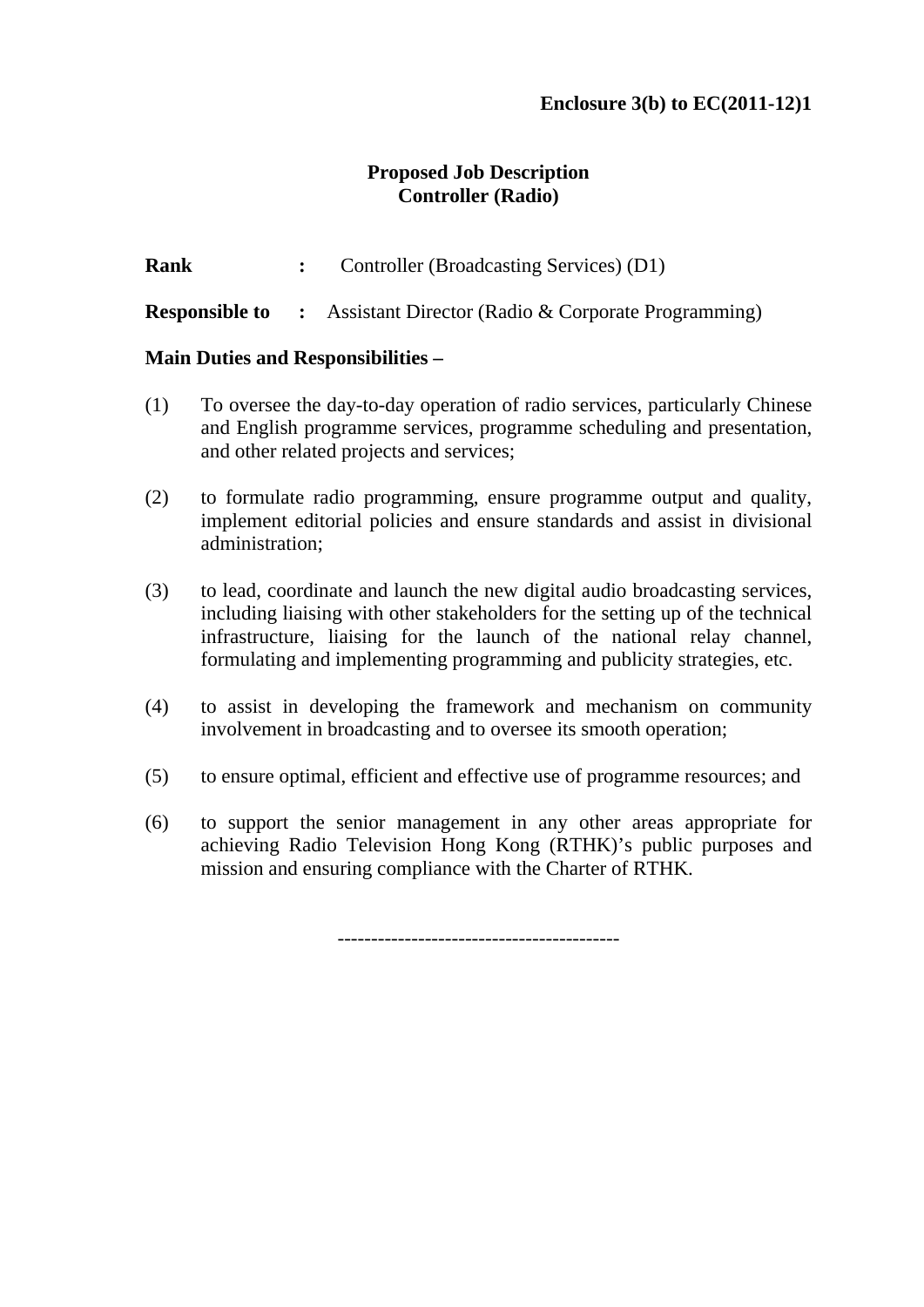**Enclosure 3(b) to EC(2011-12)1**

# Proposed Job Description
## Controller (Radio)

**Rank** : Controller (Broadcasting Services) (D1)

**Responsible to** : Assistant Director (Radio & Corporate Programming)

**Main Duties and Responsibilities –**

(1) To oversee the day-to-day operation of radio services, particularly Chinese and English programme services, programme scheduling and presentation, and other related projects and services;

(2) to formulate radio programming, ensure programme output and quality, implement editorial policies and ensure standards and assist in divisional administration;

(3) to lead, coordinate and launch the new digital audio broadcasting services, including liaising with other stakeholders for the setting up of the technical infrastructure, liaising for the launch of the national relay channel, formulating and implementing programming and publicity strategies, etc.

(4) to assist in developing the framework and mechanism on community involvement in broadcasting and to oversee its smooth operation;

(5) to ensure optimal, efficient and effective use of programme resources; and

(6) to support the senior management in any other areas appropriate for achieving Radio Television Hong Kong (RTHK)'s public purposes and mission and ensuring compliance with the Charter of RTHK.

-----------------------------------------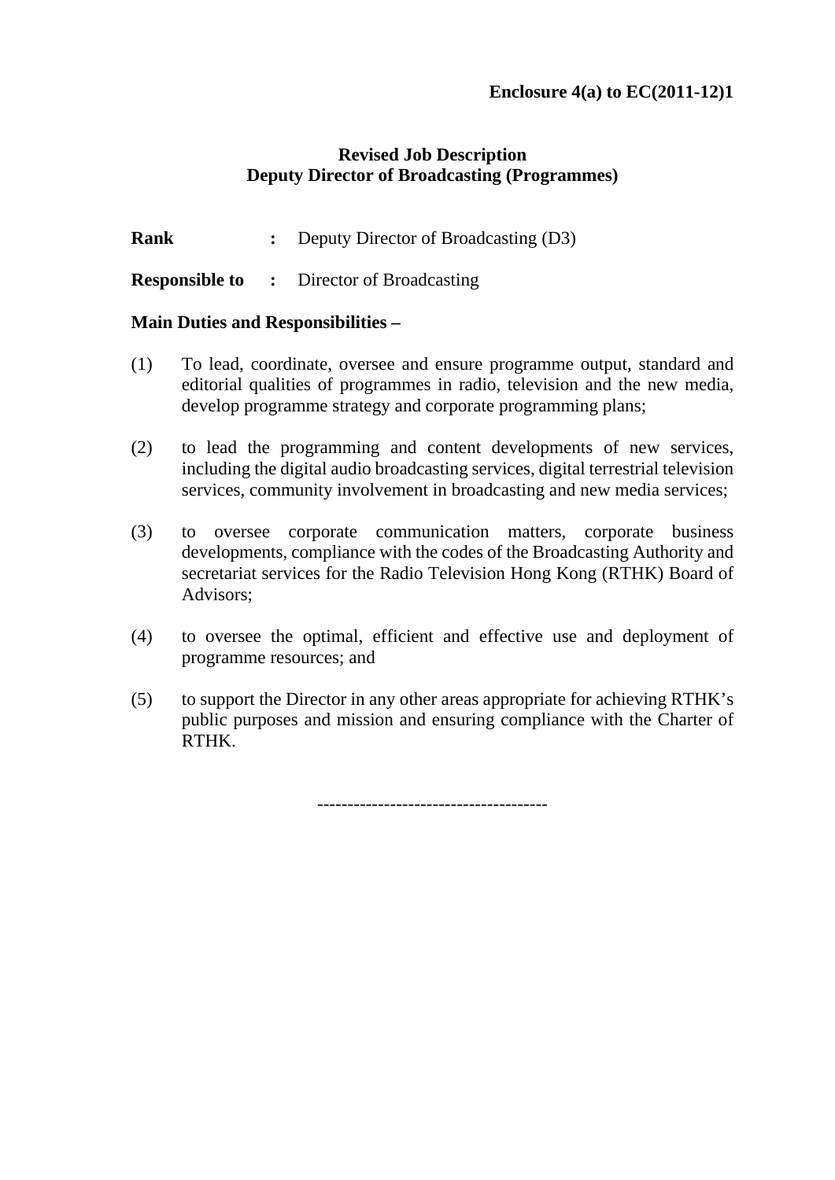**Enclosure 4(a) to EC(2011-12)1**

**Revised Job Description**
**Deputy Director of Broadcasting (Programmes)**

**Rank** : Deputy Director of Broadcasting (D3)

**Responsible to** : Director of Broadcasting

**Main Duties and Responsibilities –**

(1) To lead, coordinate, oversee and ensure programme output, standard and editorial qualities of programmes in radio, television and the new media, develop programme strategy and corporate programming plans;

(2) to lead the programming and content developments of new services, including the digital audio broadcasting services, digital terrestrial television services, community involvement in broadcasting and new media services;

(3) to oversee corporate communication matters, corporate business developments, compliance with the codes of the Broadcasting Authority and secretariat services for the Radio Television Hong Kong (RTHK) Board of Advisors;

(4) to oversee the optimal, efficient and effective use and deployment of programme resources; and

(5) to support the Director in any other areas appropriate for achieving RTHK's public purposes and mission and ensuring compliance with the Charter of RTHK.

-------------------------------------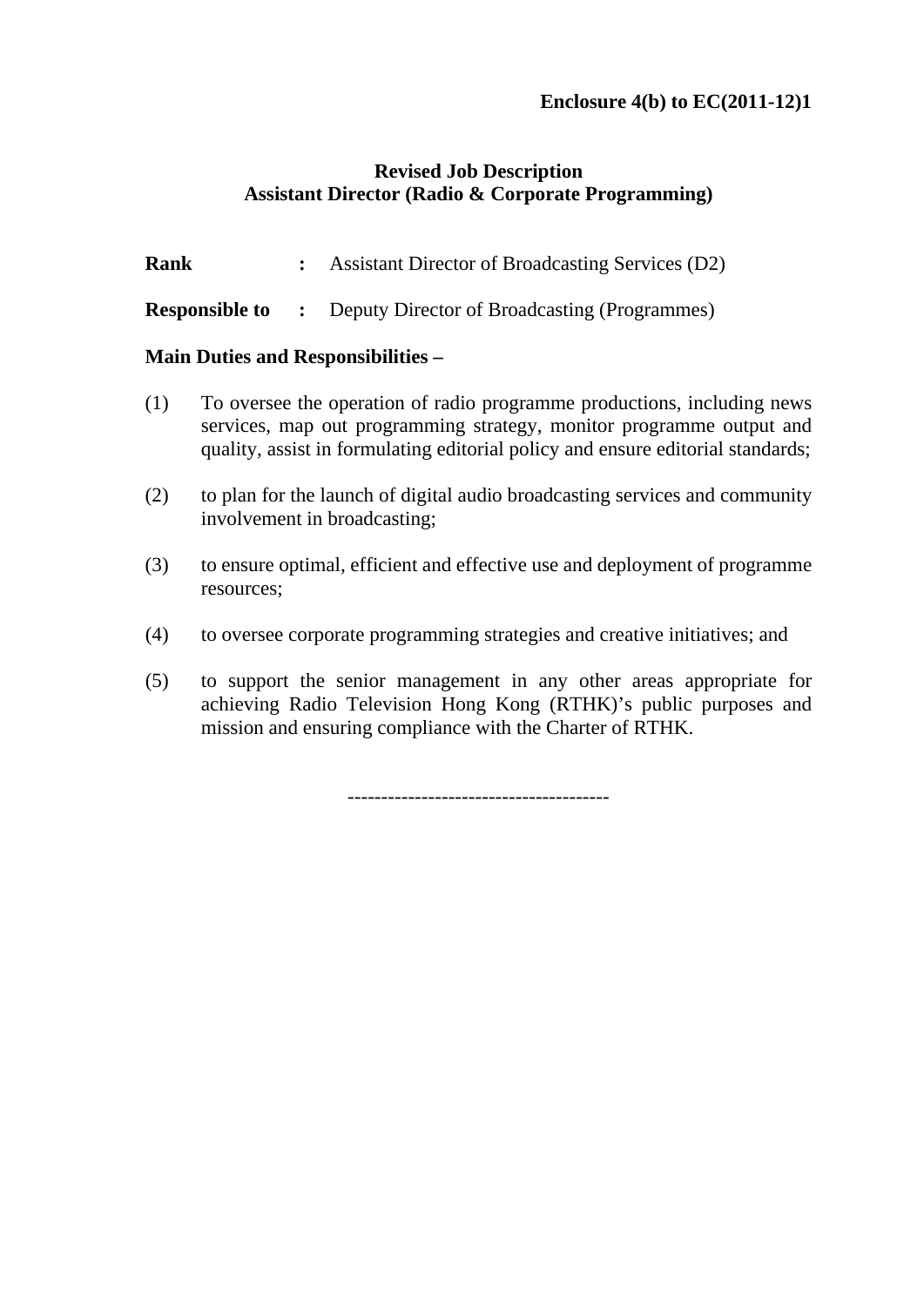**Enclosure 4(b) to EC(2011-12)1**

# Revised Job Description
## Assistant Director (Radio & Corporate Programming)

**Rank** : Assistant Director of Broadcasting Services (D2)

**Responsible to** : Deputy Director of Broadcasting (Programmes)

**Main Duties and Responsibilities –**

(1) To oversee the operation of radio programme productions, including news services, map out programming strategy, monitor programme output and quality, assist in formulating editorial policy and ensure editorial standards;

(2) to plan for the launch of digital audio broadcasting services and community involvement in broadcasting;

(3) to ensure optimal, efficient and effective use and deployment of programme resources;

(4) to oversee corporate programming strategies and creative initiatives; and

(5) to support the senior management in any other areas appropriate for achieving Radio Television Hong Kong (RTHK)'s public purposes and mission and ensuring compliance with the Charter of RTHK.

--------------------------------------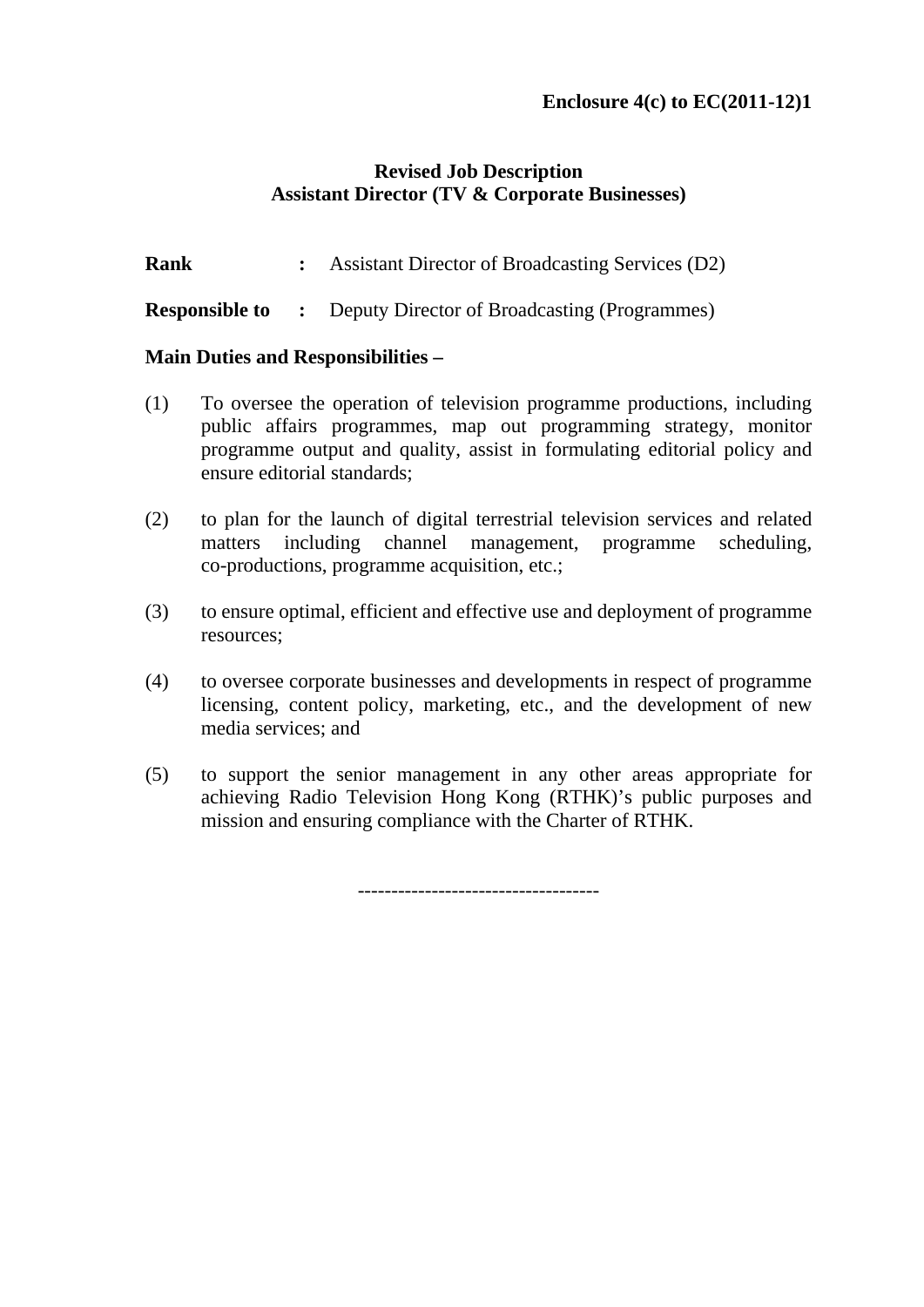**Enclosure 4(c) to EC(2011-12)1**

## Revised Job Description
## Assistant Director (TV & Corporate Businesses)

**Rank** : Assistant Director of Broadcasting Services (D2)

**Responsible to** : Deputy Director of Broadcasting (Programmes)

**Main Duties and Responsibilities –**

(1) To oversee the operation of television programme productions, including public affairs programmes, map out programming strategy, monitor programme output and quality, assist in formulating editorial policy and ensure editorial standards;

(2) to plan for the launch of digital terrestrial television services and related matters including channel management, programme scheduling, co-productions, programme acquisition, etc.;

(3) to ensure optimal, efficient and effective use and deployment of programme resources;

(4) to oversee corporate businesses and developments in respect of programme licensing, content policy, marketing, etc., and the development of new media services; and

(5) to support the senior management in any other areas appropriate for achieving Radio Television Hong Kong (RTHK)'s public purposes and mission and ensuring compliance with the Charter of RTHK.

-----------------------------------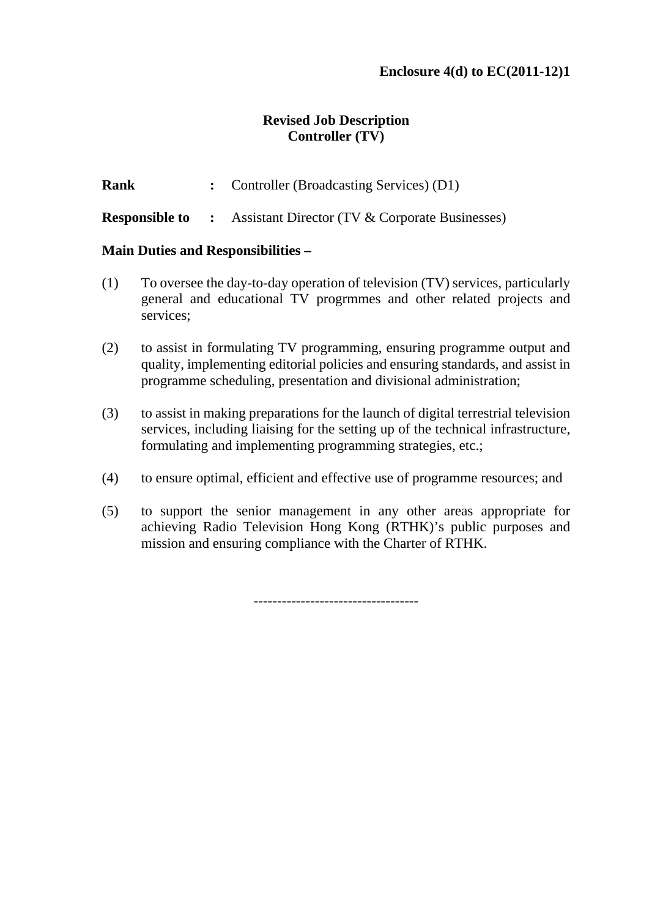**Enclosure 4(d) to EC(2011-12)1**

# Revised Job Description
## Controller (TV)

**Rank** : Controller (Broadcasting Services) (D1)

**Responsible to** : Assistant Director (TV & Corporate Businesses)

**Main Duties and Responsibilities –**

(1) To oversee the day-to-day operation of television (TV) services, particularly general and educational TV progrmmes and other related projects and services;

(2) to assist in formulating TV programming, ensuring programme output and quality, implementing editorial policies and ensuring standards, and assist in programme scheduling, presentation and divisional administration;

(3) to assist in making preparations for the launch of digital terrestrial television services, including liaising for the setting up of the technical infrastructure, formulating and implementing programming strategies, etc.;

(4) to ensure optimal, efficient and effective use of programme resources; and

(5) to support the senior management in any other areas appropriate for achieving Radio Television Hong Kong (RTHK)'s public purposes and mission and ensuring compliance with the Charter of RTHK.

----------------------------------